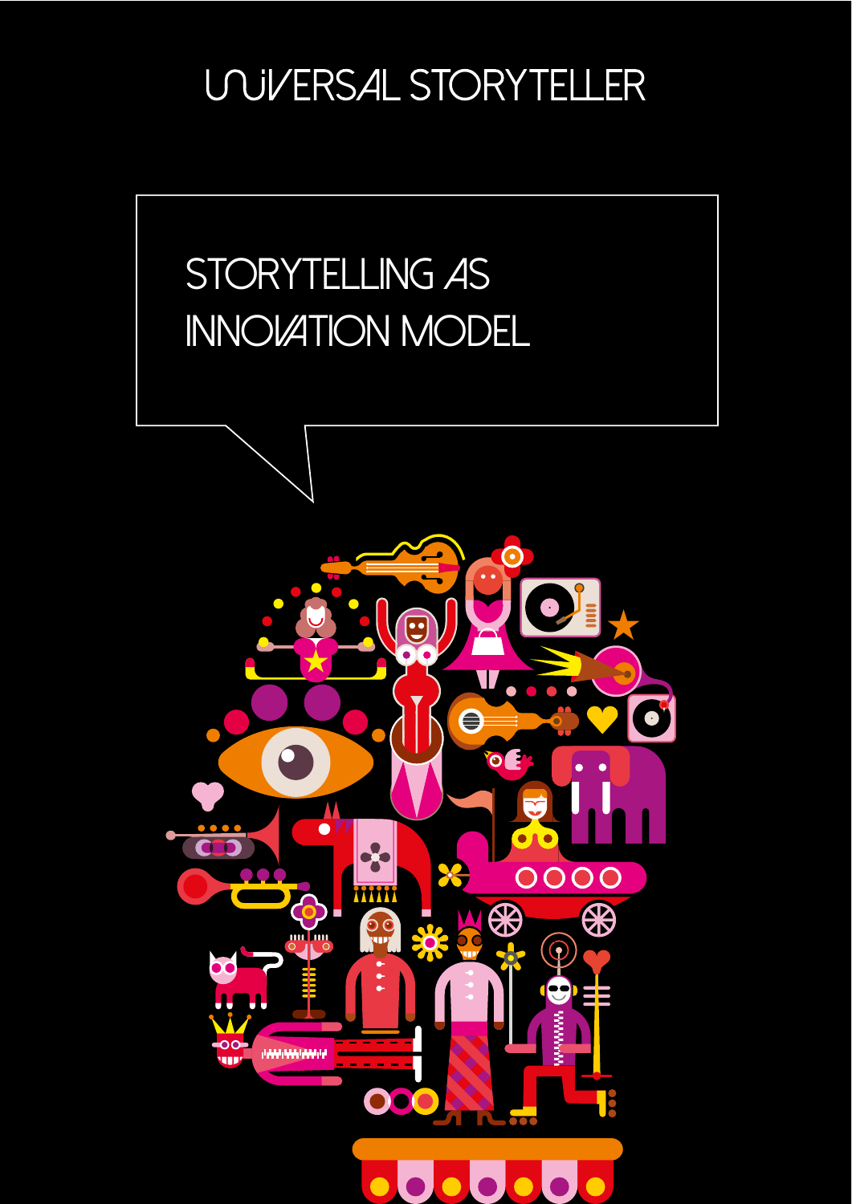UNIVERSAL STORYTELLER

# STORYTELLING AS INNOVATION MODEL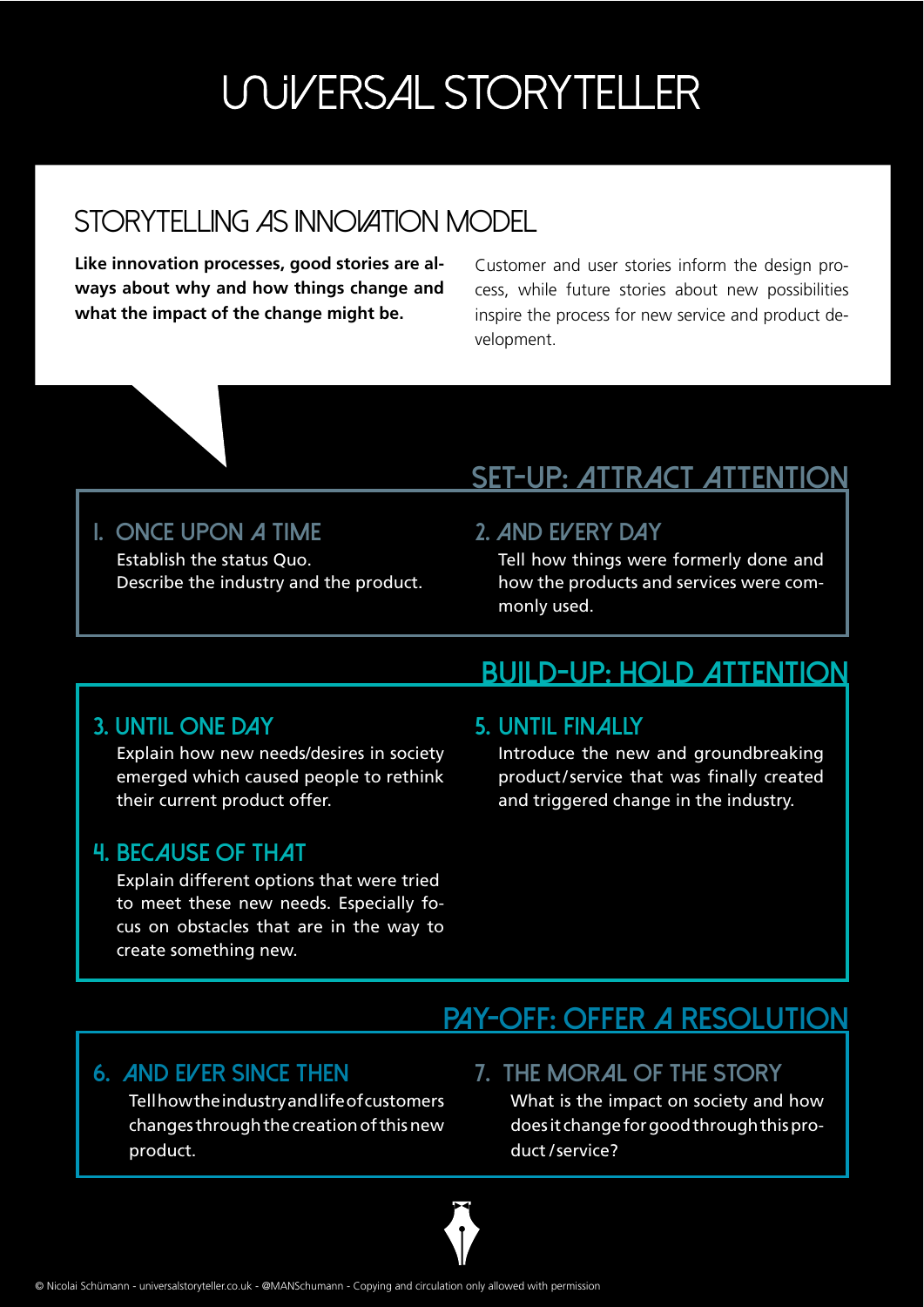# UNIVERSAL STORYTELLER

## STORYTELLING AS INNOVATION MODEL

**Like innovation processes, good stories are always about why and how things change and what the impact of the change might be.**

Customer and user stories inform the design process, while future stories about new possibilities inspire the process for new service and product development.

## SET-UP: ATTRACT ATTENTION

### 1. ONCE UPON A TIME

Establish the status Quo.
Describe the industry and the product.

### 2. AND EVERY DAY

Tell how things were formerly done and how the products and services were commonly used.

## BUILD-UP: HOLD ATTENTION

### 3. UNTIL ONE DAY

Explain how new needs/desires in society emerged which caused people to rethink their current product offer.

### 4. BECAUSE OF THAT

Explain different options that were tried to meet these new needs. Especially focus on obstacles that are in the way to create something new.

### 5. UNTIL FINALLY

Introduce the new and groundbreaking product/service that was finally created and triggered change in the industry.

## PAY-OFF: OFFER A RESOLUTION

### 6. AND EVER SINCE THEN

Tell how the industry and life of customers changes through the creation of this new product.

### 7. THE MORAL OF THE STORY

What is the impact on society and how does it change for good through this product/service?

© Nicolai Schümann - universalstoryteller.co.uk - @MANSchumann - Copying and circulation only allowed with permission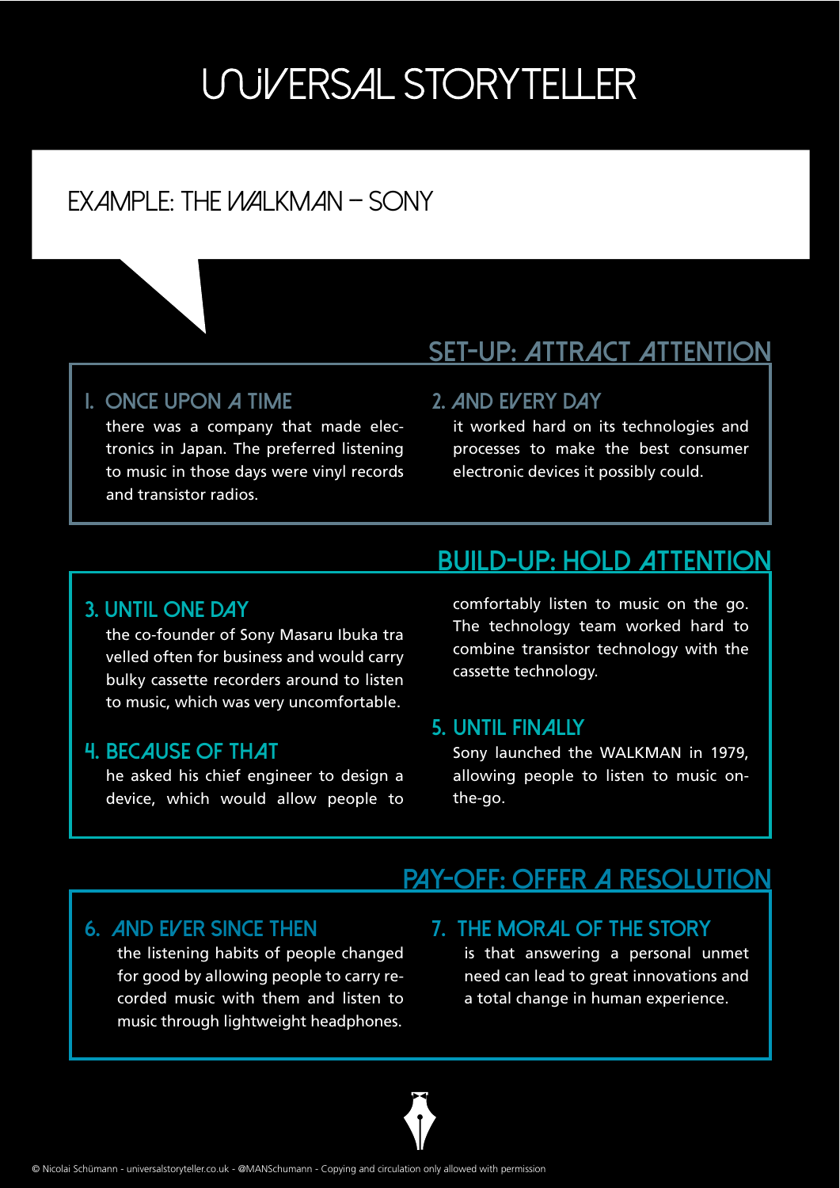# UNIVERSAL STORYTELLER

## EXAMPLE: THE WALKMAN – SONY

## SET-UP: ATTRACT ATTENTION

### 1. ONCE UPON A TIME

there was a company that made electronics in Japan. The preferred listening to music in those days were vinyl records and transistor radios.

### 2. AND EVERY DAY

it worked hard on its technologies and processes to make the best consumer electronic devices it possibly could.

## BUILD-UP: HOLD ATTENTION

### 3. UNTIL ONE DAY

the co-founder of Sony Masaru Ibuka travelled often for business and would carry bulky cassette recorders around to listen to music, which was very uncomfortable.

### 4. BECAUSE OF THAT

he asked his chief engineer to design a device, which would allow people to comfortably listen to music on the go. The technology team worked hard to combine transistor technology with the cassette technology.

### 5. UNTIL FINALLY

Sony launched the WALKMAN in 1979, allowing people to listen to music on-the-go.

## PAY-OFF: OFFER A RESOLUTION

### 6. AND EVER SINCE THEN

the listening habits of people changed for good by allowing people to carry recorded music with them and listen to music through lightweight headphones.

### 7. THE MORAL OF THE STORY

is that answering a personal unmet need can lead to great innovations and a total change in human experience.

© Nicolai Schümann - universalstoryteller.co.uk - @MANSchumann - Copying and circulation only allowed with permission